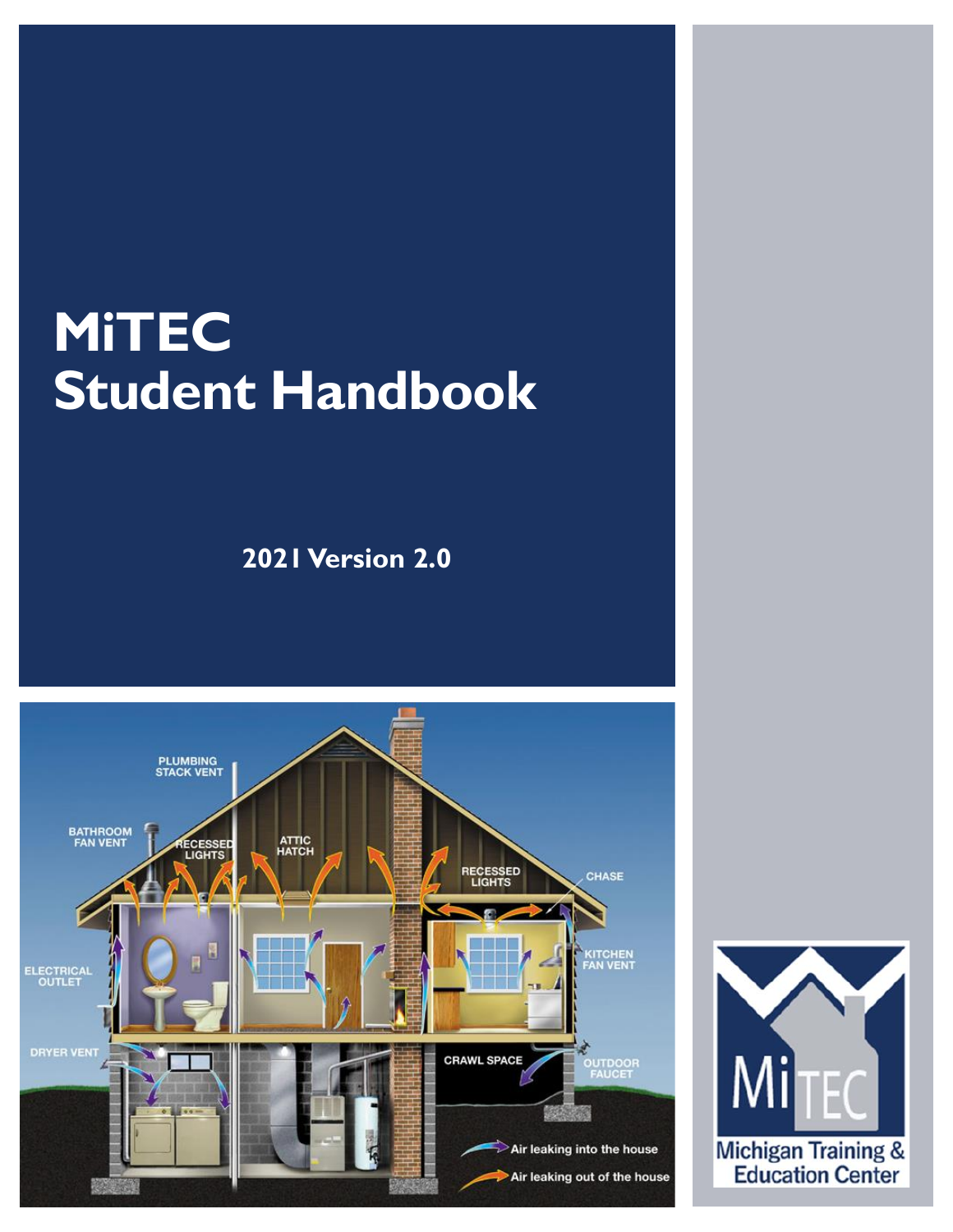# MiTEC Student Handbook

**2021 Version 2.0**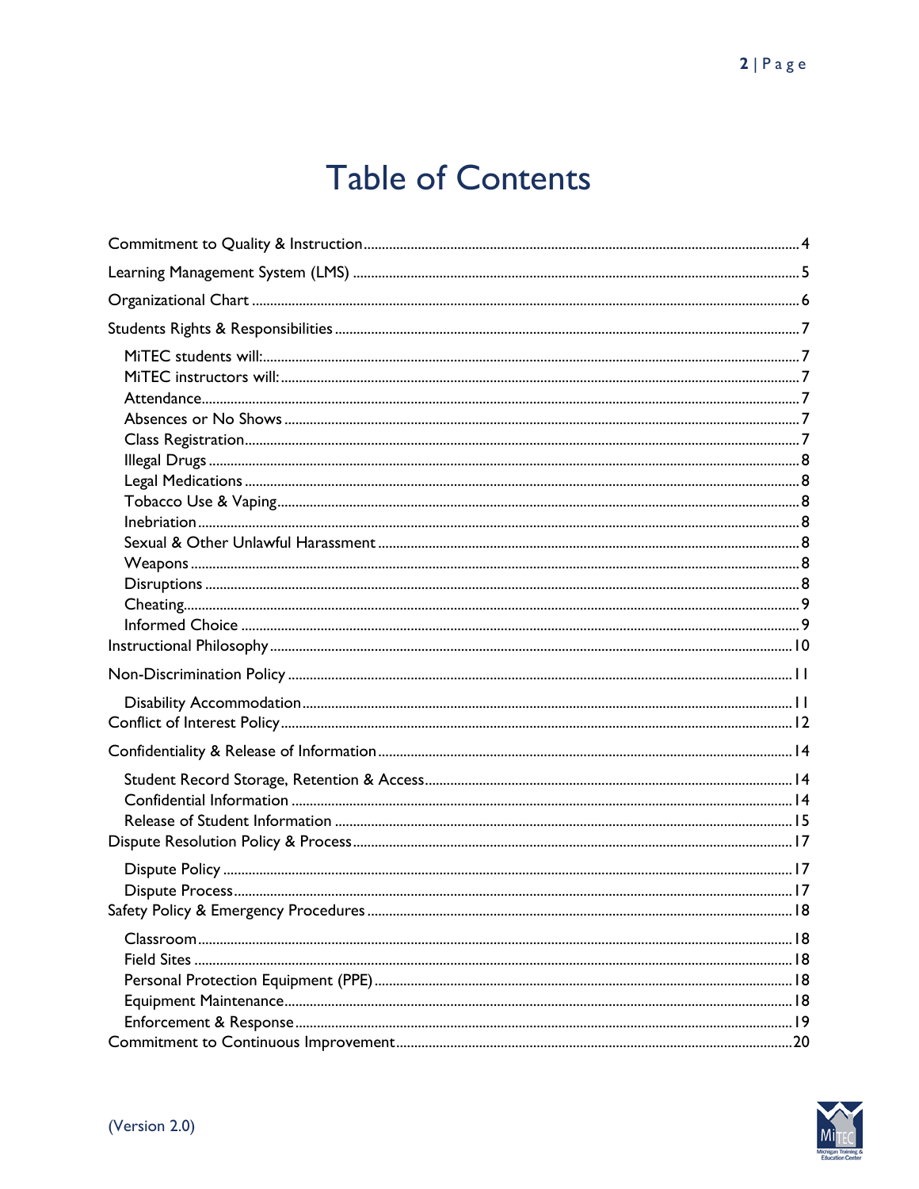# Table of Contents

- Commitment to Quality & Instruction ........ 4
- Learning Management System (LMS) ........ 5
- Organizational Chart ........ 6
- Students Rights & Responsibilities ........ 7
  - MiTEC students will: ........ 7
  - MiTEC instructors will: ........ 7
  - Attendance ........ 7
  - Absences or No Shows ........ 7
  - Class Registration ........ 7
  - Illegal Drugs ........ 8
  - Legal Medications ........ 8
  - Tobacco Use & Vaping ........ 8
  - Inebriation ........ 8
  - Sexual & Other Unlawful Harassment ........ 8
  - Weapons ........ 8
  - Disruptions ........ 8
  - Cheating ........ 9
  - Informed Choice ........ 9
- Instructional Philosophy ........ 10
- Non-Discrimination Policy ........ 11
  - Disability Accommodation ........ 11
- Conflict of Interest Policy ........ 12
- Confidentiality & Release of Information ........ 14
  - Student Record Storage, Retention & Access ........ 14
  - Confidential Information ........ 14
  - Release of Student Information ........ 15
- Dispute Resolution Policy & Process ........ 17
  - Dispute Policy ........ 17
  - Dispute Process ........ 17
- Safety Policy & Emergency Procedures ........ 18
  - Classroom ........ 18
  - Field Sites ........ 18
  - Personal Protection Equipment (PPE) ........ 18
  - Equipment Maintenance ........ 18
  - Enforcement & Response ........ 19
- Commitment to Continuous Improvement ........ 20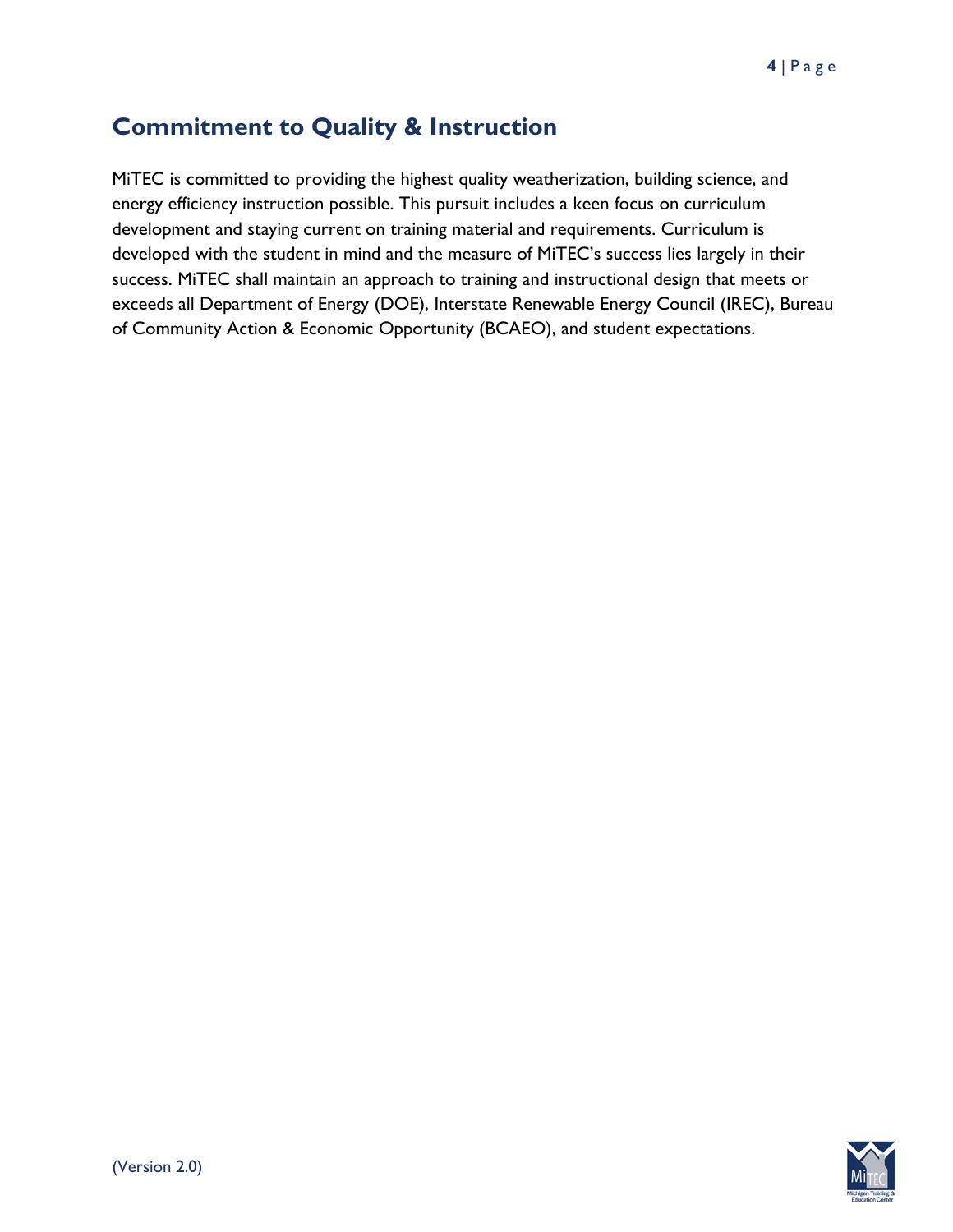## Commitment to Quality & Instruction

MiTEC is committed to providing the highest quality weatherization, building science, and energy efficiency instruction possible. This pursuit includes a keen focus on curriculum development and staying current on training material and requirements. Curriculum is developed with the student in mind and the measure of MiTEC's success lies largely in their success. MiTEC shall maintain an approach to training and instructional design that meets or exceeds all Department of Energy (DOE), Interstate Renewable Energy Council (IREC), Bureau of Community Action & Economic Opportunity (BCAEO), and student expectations.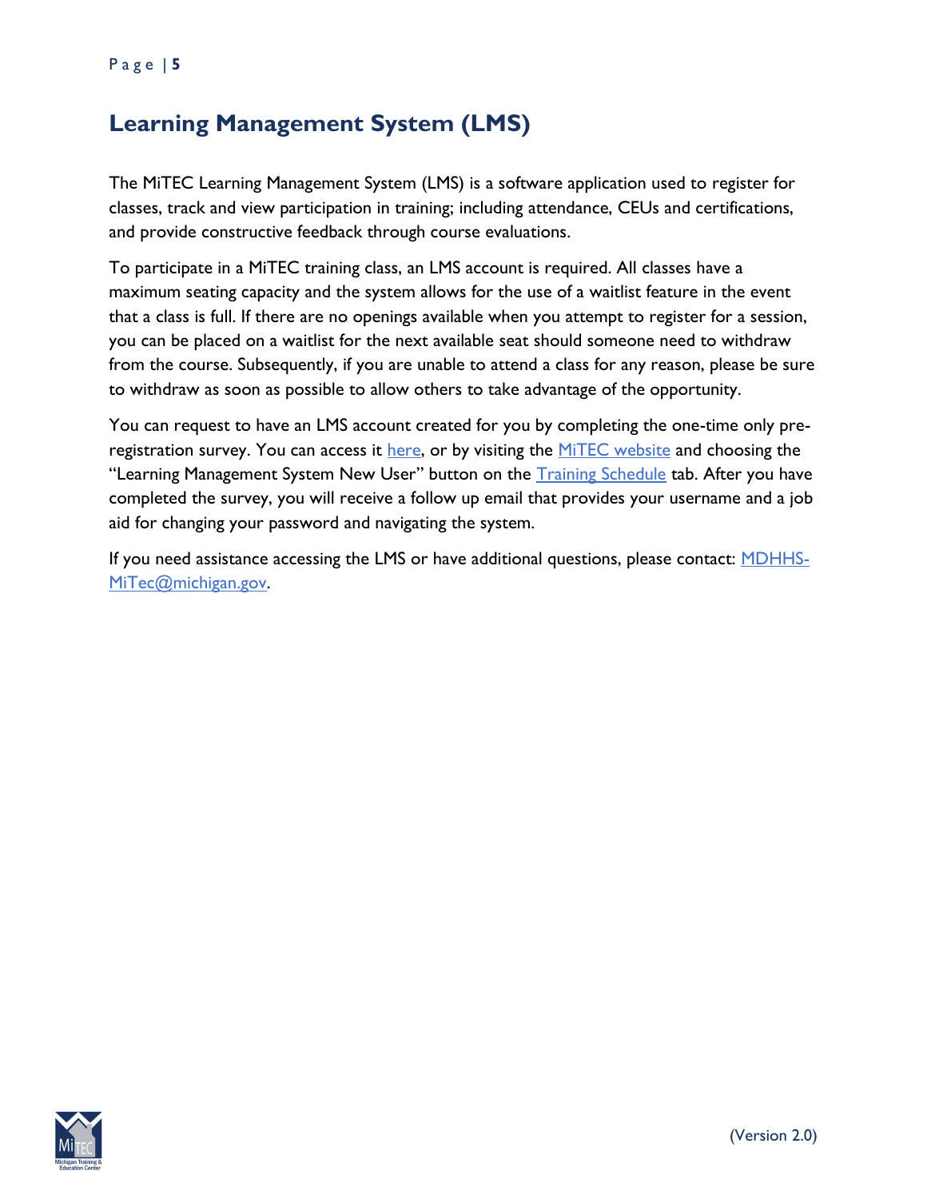# Learning Management System (LMS)

The MiTEC Learning Management System (LMS) is a software application used to register for classes, track and view participation in training; including attendance, CEUs and certifications, and provide constructive feedback through course evaluations.

To participate in a MiTEC training class, an LMS account is required. All classes have a maximum seating capacity and the system allows for the use of a waitlist feature in the event that a class is full. If there are no openings available when you attempt to register for a session, you can be placed on a waitlist for the next available seat should someone need to withdraw from the course. Subsequently, if you are unable to attend a class for any reason, please be sure to withdraw as soon as possible to allow others to take advantage of the opportunity.

You can request to have an LMS account created for you by completing the one-time only pre-registration survey. You can access it here, or by visiting the MiTEC website and choosing the "Learning Management System New User" button on the Training Schedule tab. After you have completed the survey, you will receive a follow up email that provides your username and a job aid for changing your password and navigating the system.

If you need assistance accessing the LMS or have additional questions, please contact: MDHHS-MiTec@michigan.gov.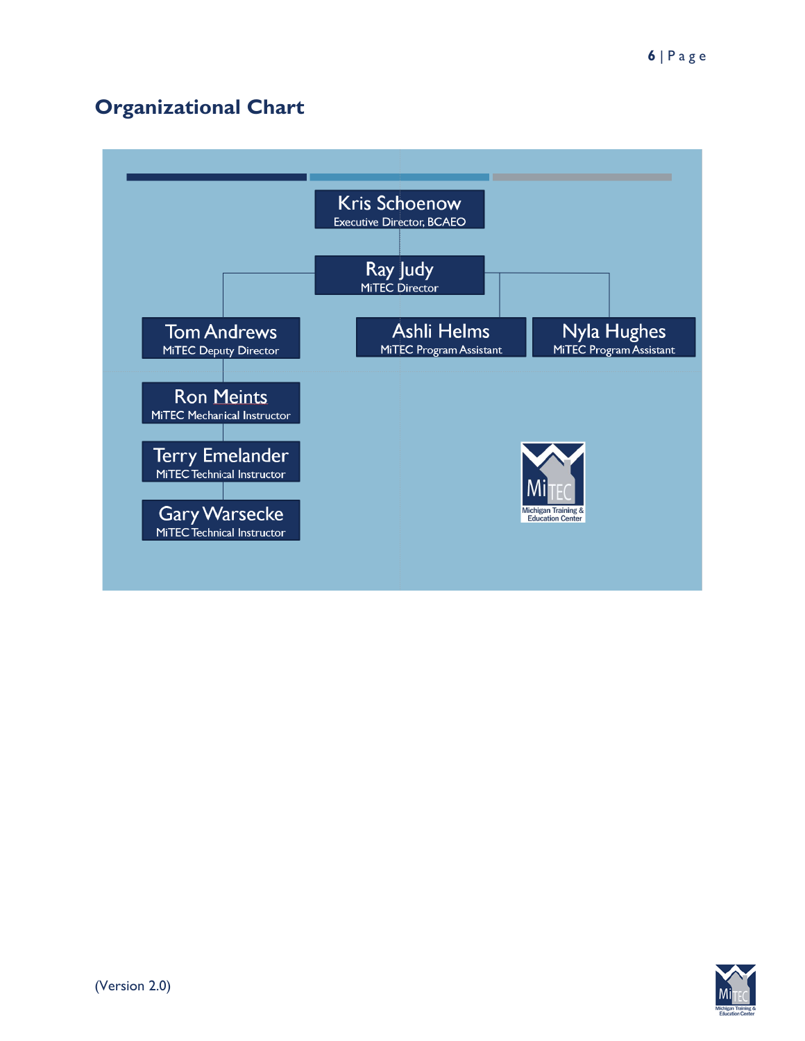## Organizational Chart

- **Kris Schoenow** – Executive Director, BCAEO
  - **Ray Judy** – MiTEC Director
    - **Tom Andrews** – MiTEC Deputy Director
      - **Ron Meints** – MiTEC Mechanical Instructor
      - **Terry Emelander** – MiTEC Technical Instructor
      - **Gary Warsecke** – MiTEC Technical Instructor
    - **Ashli Helms** – MiTEC Program Assistant
    - **Nyla Hughes** – MiTEC Program Assistant

MiTEC Michigan Training & Education Center

(Version 2.0)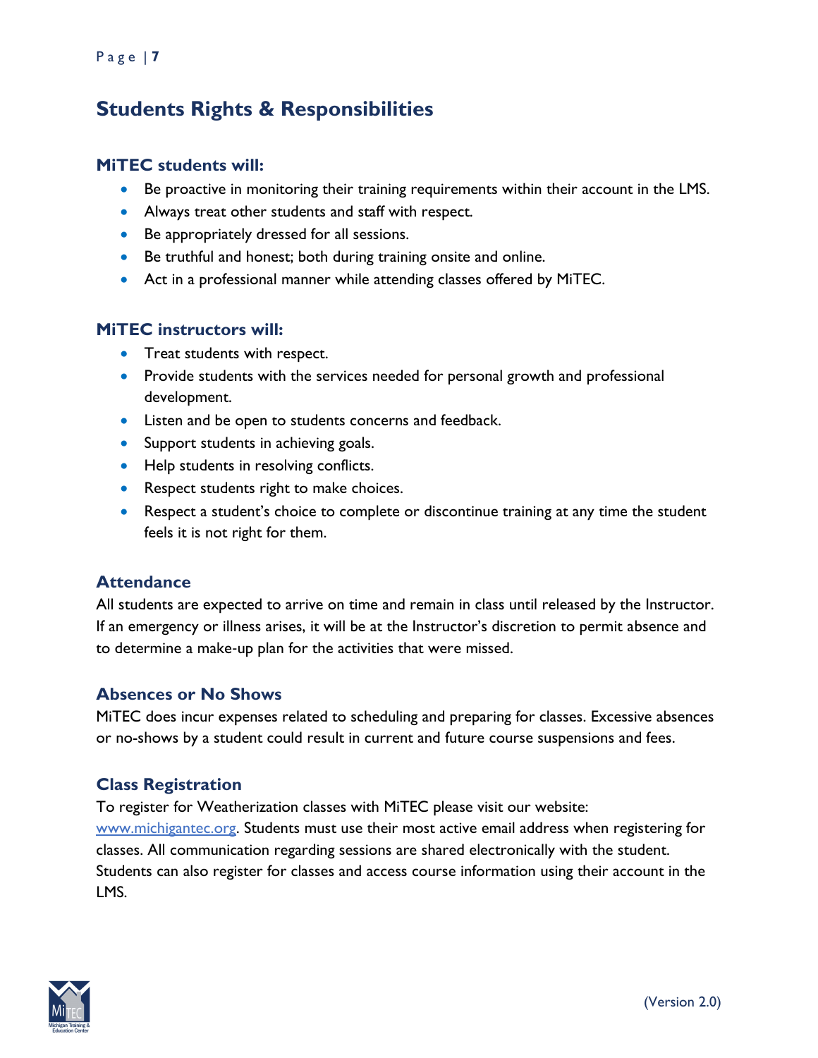## Students Rights & Responsibilities

### MiTEC students will:

- Be proactive in monitoring their training requirements within their account in the LMS.
- Always treat other students and staff with respect.
- Be appropriately dressed for all sessions.
- Be truthful and honest; both during training onsite and online.
- Act in a professional manner while attending classes offered by MiTEC.

### MiTEC instructors will:

- Treat students with respect.
- Provide students with the services needed for personal growth and professional development.
- Listen and be open to students concerns and feedback.
- Support students in achieving goals.
- Help students in resolving conflicts.
- Respect students right to make choices.
- Respect a student's choice to complete or discontinue training at any time the student feels it is not right for them.

### Attendance

All students are expected to arrive on time and remain in class until released by the Instructor. If an emergency or illness arises, it will be at the Instructor's discretion to permit absence and to determine a make-up plan for the activities that were missed.

### Absences or No Shows

MiTEC does incur expenses related to scheduling and preparing for classes. Excessive absences or no-shows by a student could result in current and future course suspensions and fees.

### Class Registration

To register for Weatherization classes with MiTEC please visit our website: [www.michigantec.org](http://www.michigantec.org). Students must use their most active email address when registering for classes. All communication regarding sessions are shared electronically with the student. Students can also register for classes and access course information using their account in the LMS.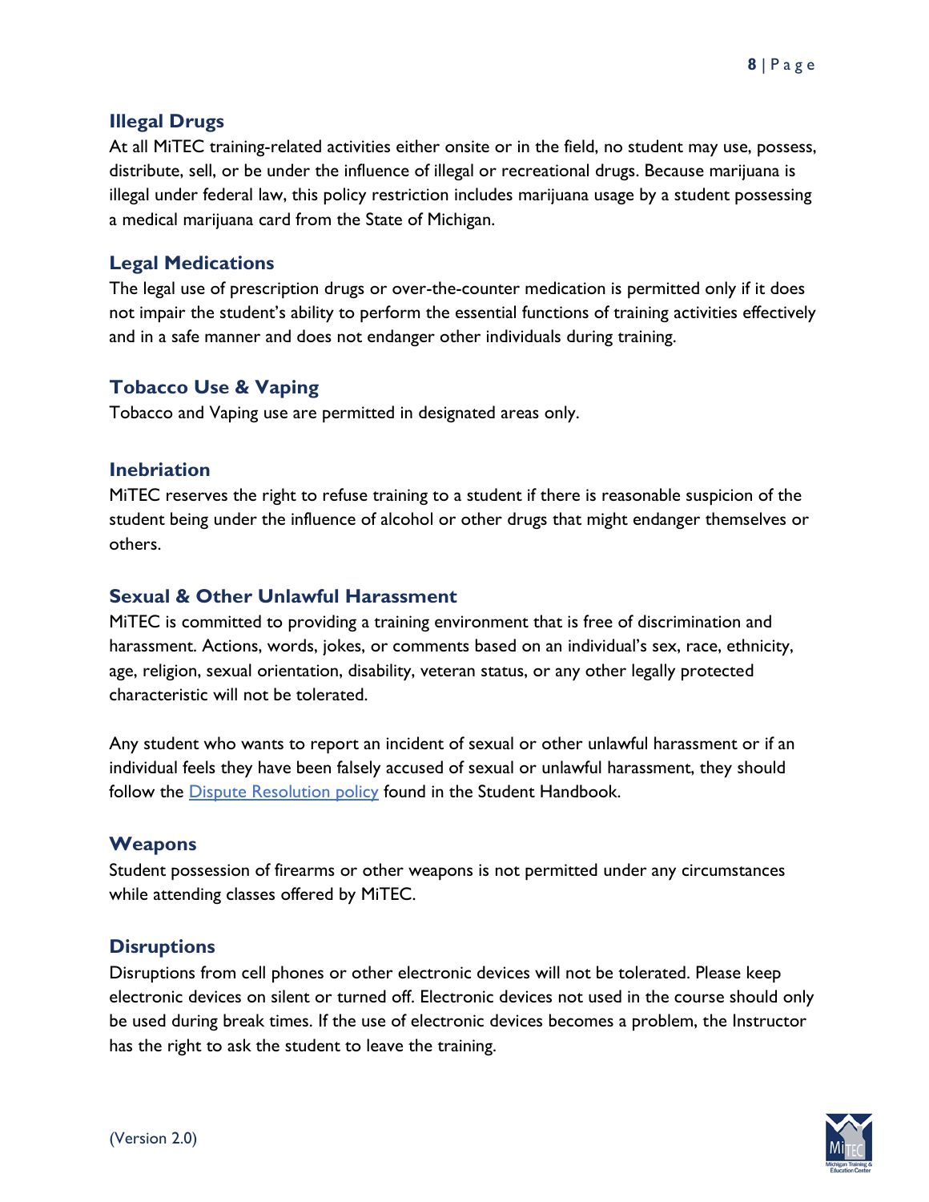## Illegal Drugs

At all MiTEC training-related activities either onsite or in the field, no student may use, possess, distribute, sell, or be under the influence of illegal or recreational drugs. Because marijuana is illegal under federal law, this policy restriction includes marijuana usage by a student possessing a medical marijuana card from the State of Michigan.

## Legal Medications

The legal use of prescription drugs or over-the-counter medication is permitted only if it does not impair the student's ability to perform the essential functions of training activities effectively and in a safe manner and does not endanger other individuals during training.

## Tobacco Use & Vaping

Tobacco and Vaping use are permitted in designated areas only.

## Inebriation

MiTEC reserves the right to refuse training to a student if there is reasonable suspicion of the student being under the influence of alcohol or other drugs that might endanger themselves or others.

## Sexual & Other Unlawful Harassment

MiTEC is committed to providing a training environment that is free of discrimination and harassment. Actions, words, jokes, or comments based on an individual's sex, race, ethnicity, age, religion, sexual orientation, disability, veteran status, or any other legally protected characteristic will not be tolerated.

Any student who wants to report an incident of sexual or other unlawful harassment or if an individual feels they have been falsely accused of sexual or unlawful harassment, they should follow the Dispute Resolution policy found in the Student Handbook.

## Weapons

Student possession of firearms or other weapons is not permitted under any circumstances while attending classes offered by MiTEC.

## Disruptions

Disruptions from cell phones or other electronic devices will not be tolerated. Please keep electronic devices on silent or turned off. Electronic devices not used in the course should only be used during break times. If the use of electronic devices becomes a problem, the Instructor has the right to ask the student to leave the training.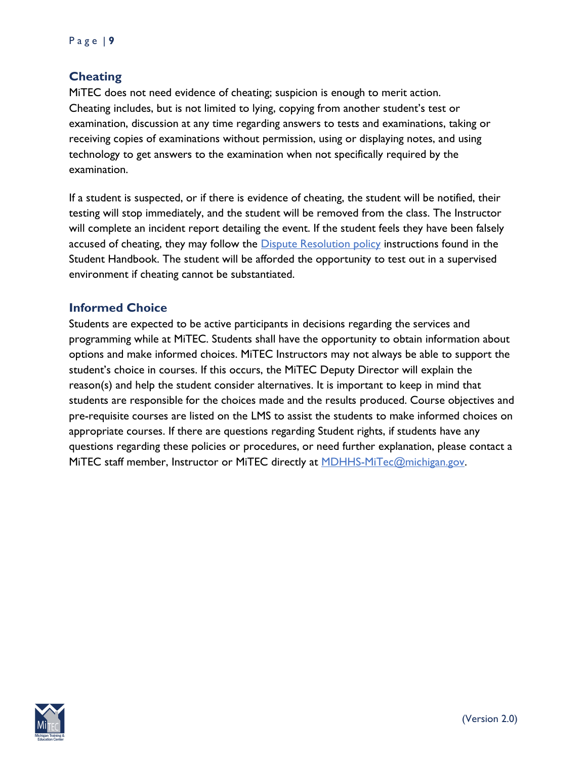## Cheating

MiTEC does not need evidence of cheating; suspicion is enough to merit action. Cheating includes, but is not limited to lying, copying from another student's test or examination, discussion at any time regarding answers to tests and examinations, taking or receiving copies of examinations without permission, using or displaying notes, and using technology to get answers to the examination when not specifically required by the examination.

If a student is suspected, or if there is evidence of cheating, the student will be notified, their testing will stop immediately, and the student will be removed from the class. The Instructor will complete an incident report detailing the event. If the student feels they have been falsely accused of cheating, they may follow the Dispute Resolution policy instructions found in the Student Handbook. The student will be afforded the opportunity to test out in a supervised environment if cheating cannot be substantiated.

## Informed Choice

Students are expected to be active participants in decisions regarding the services and programming while at MiTEC. Students shall have the opportunity to obtain information about options and make informed choices. MiTEC Instructors may not always be able to support the student's choice in courses. If this occurs, the MiTEC Deputy Director will explain the reason(s) and help the student consider alternatives. It is important to keep in mind that students are responsible for the choices made and the results produced. Course objectives and pre-requisite courses are listed on the LMS to assist the students to make informed choices on appropriate courses. If there are questions regarding Student rights, if students have any questions regarding these policies or procedures, or need further explanation, please contact a MiTEC staff member, Instructor or MiTEC directly at MDHHS-MiTec@michigan.gov.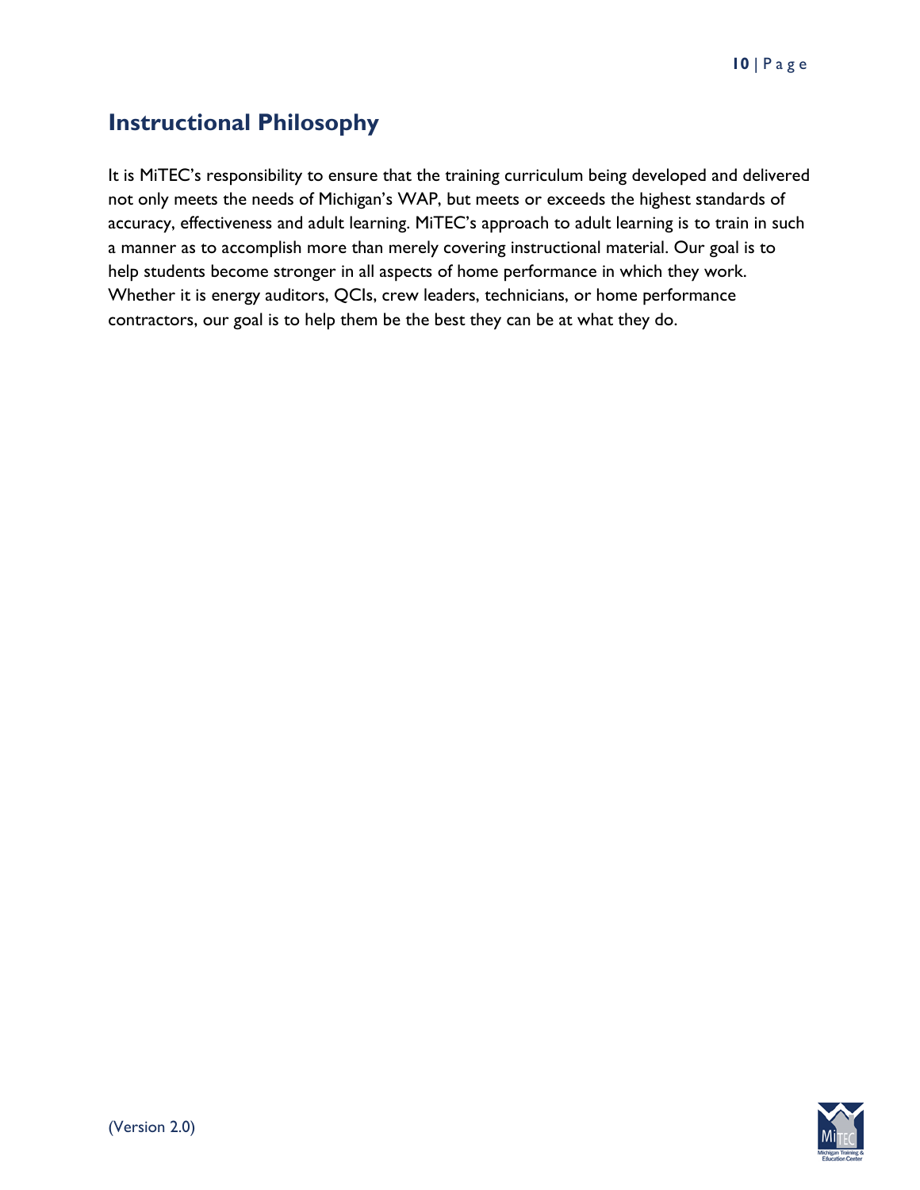## Instructional Philosophy

It is MiTEC's responsibility to ensure that the training curriculum being developed and delivered not only meets the needs of Michigan's WAP, but meets or exceeds the highest standards of accuracy, effectiveness and adult learning. MiTEC's approach to adult learning is to train in such a manner as to accomplish more than merely covering instructional material. Our goal is to help students become stronger in all aspects of home performance in which they work. Whether it is energy auditors, QCIs, crew leaders, technicians, or home performance contractors, our goal is to help them be the best they can be at what they do.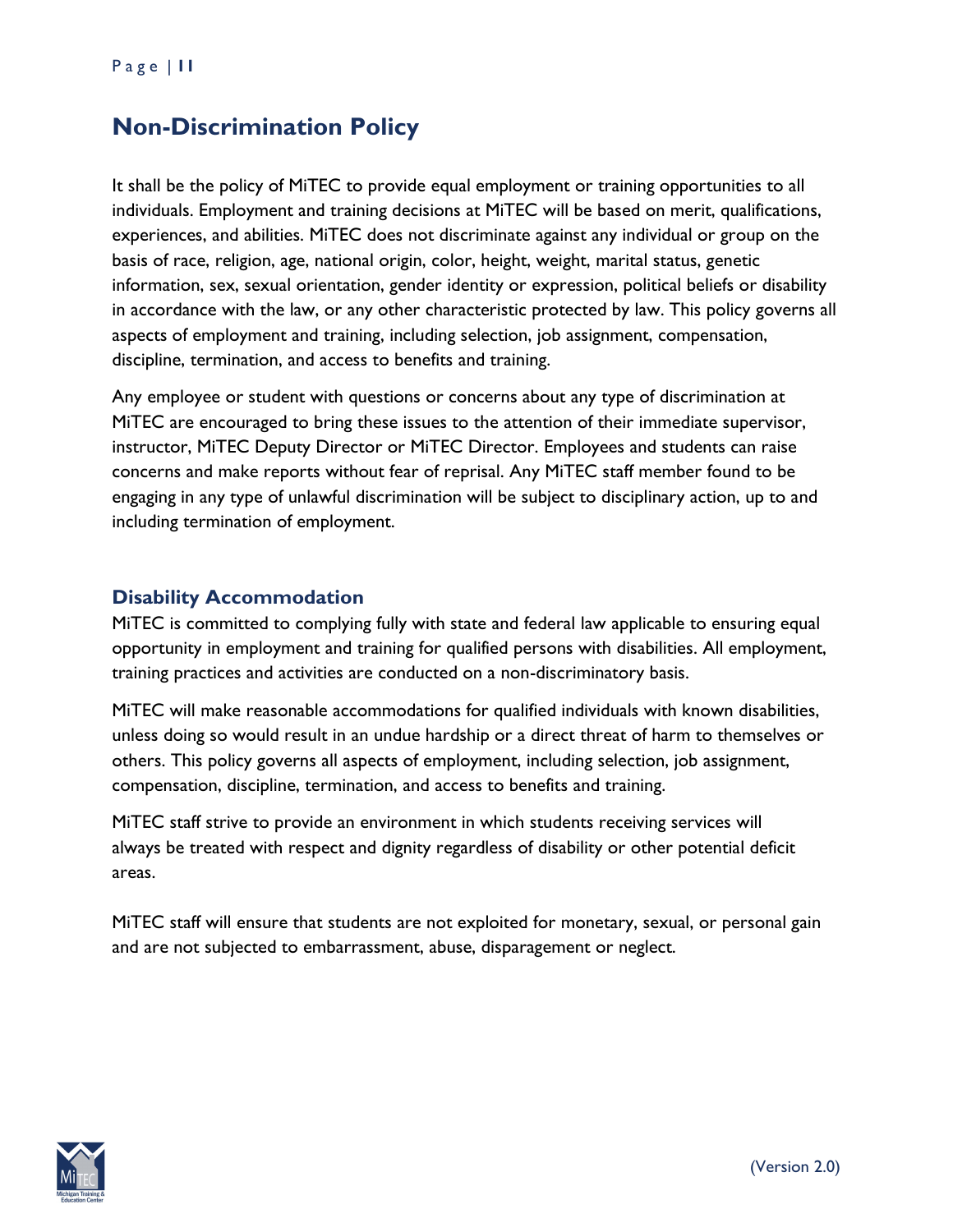## Non-Discrimination Policy

It shall be the policy of MiTEC to provide equal employment or training opportunities to all individuals. Employment and training decisions at MiTEC will be based on merit, qualifications, experiences, and abilities. MiTEC does not discriminate against any individual or group on the basis of race, religion, age, national origin, color, height, weight, marital status, genetic information, sex, sexual orientation, gender identity or expression, political beliefs or disability in accordance with the law, or any other characteristic protected by law. This policy governs all aspects of employment and training, including selection, job assignment, compensation, discipline, termination, and access to benefits and training.

Any employee or student with questions or concerns about any type of discrimination at MiTEC are encouraged to bring these issues to the attention of their immediate supervisor, instructor, MiTEC Deputy Director or MiTEC Director. Employees and students can raise concerns and make reports without fear of reprisal. Any MiTEC staff member found to be engaging in any type of unlawful discrimination will be subject to disciplinary action, up to and including termination of employment.

### Disability Accommodation

MiTEC is committed to complying fully with state and federal law applicable to ensuring equal opportunity in employment and training for qualified persons with disabilities. All employment, training practices and activities are conducted on a non-discriminatory basis.

MiTEC will make reasonable accommodations for qualified individuals with known disabilities, unless doing so would result in an undue hardship or a direct threat of harm to themselves or others. This policy governs all aspects of employment, including selection, job assignment, compensation, discipline, termination, and access to benefits and training.

MiTEC staff strive to provide an environment in which students receiving services will always be treated with respect and dignity regardless of disability or other potential deficit areas.

MiTEC staff will ensure that students are not exploited for monetary, sexual, or personal gain and are not subjected to embarrassment, abuse, disparagement or neglect.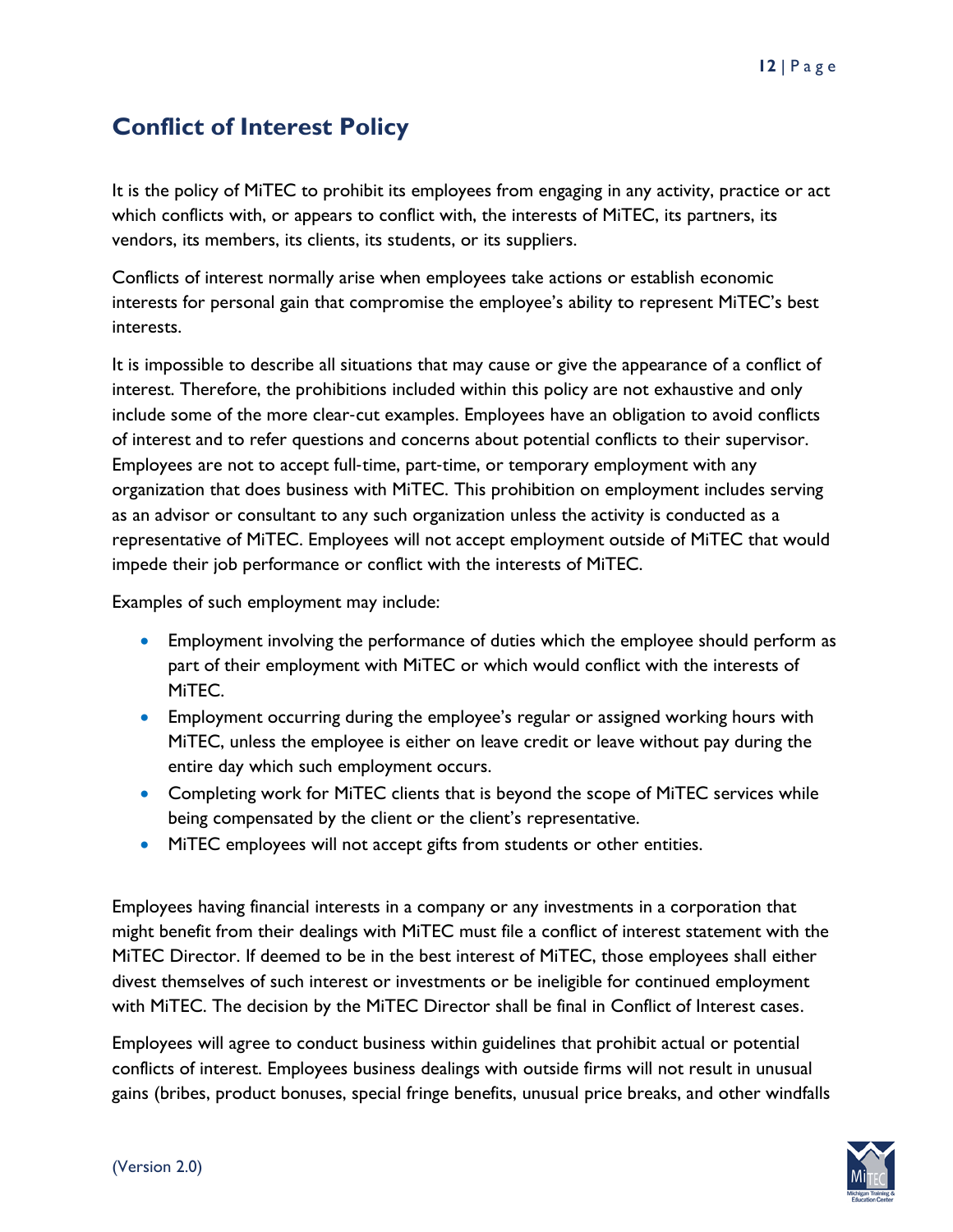## Conflict of Interest Policy

It is the policy of MiTEC to prohibit its employees from engaging in any activity, practice or act which conflicts with, or appears to conflict with, the interests of MiTEC, its partners, its vendors, its members, its clients, its students, or its suppliers.

Conflicts of interest normally arise when employees take actions or establish economic interests for personal gain that compromise the employee's ability to represent MiTEC's best interests.

It is impossible to describe all situations that may cause or give the appearance of a conflict of interest. Therefore, the prohibitions included within this policy are not exhaustive and only include some of the more clear-cut examples. Employees have an obligation to avoid conflicts of interest and to refer questions and concerns about potential conflicts to their supervisor. Employees are not to accept full-time, part-time, or temporary employment with any organization that does business with MiTEC. This prohibition on employment includes serving as an advisor or consultant to any such organization unless the activity is conducted as a representative of MiTEC. Employees will not accept employment outside of MiTEC that would impede their job performance or conflict with the interests of MiTEC.

Examples of such employment may include:

- Employment involving the performance of duties which the employee should perform as part of their employment with MiTEC or which would conflict with the interests of MiTEC.
- Employment occurring during the employee's regular or assigned working hours with MiTEC, unless the employee is either on leave credit or leave without pay during the entire day which such employment occurs.
- Completing work for MiTEC clients that is beyond the scope of MiTEC services while being compensated by the client or the client's representative.
- MiTEC employees will not accept gifts from students or other entities.

Employees having financial interests in a company or any investments in a corporation that might benefit from their dealings with MiTEC must file a conflict of interest statement with the MiTEC Director. If deemed to be in the best interest of MiTEC, those employees shall either divest themselves of such interest or investments or be ineligible for continued employment with MiTEC. The decision by the MiTEC Director shall be final in Conflict of Interest cases.

Employees will agree to conduct business within guidelines that prohibit actual or potential conflicts of interest. Employees business dealings with outside firms will not result in unusual gains (bribes, product bonuses, special fringe benefits, unusual price breaks, and other windfalls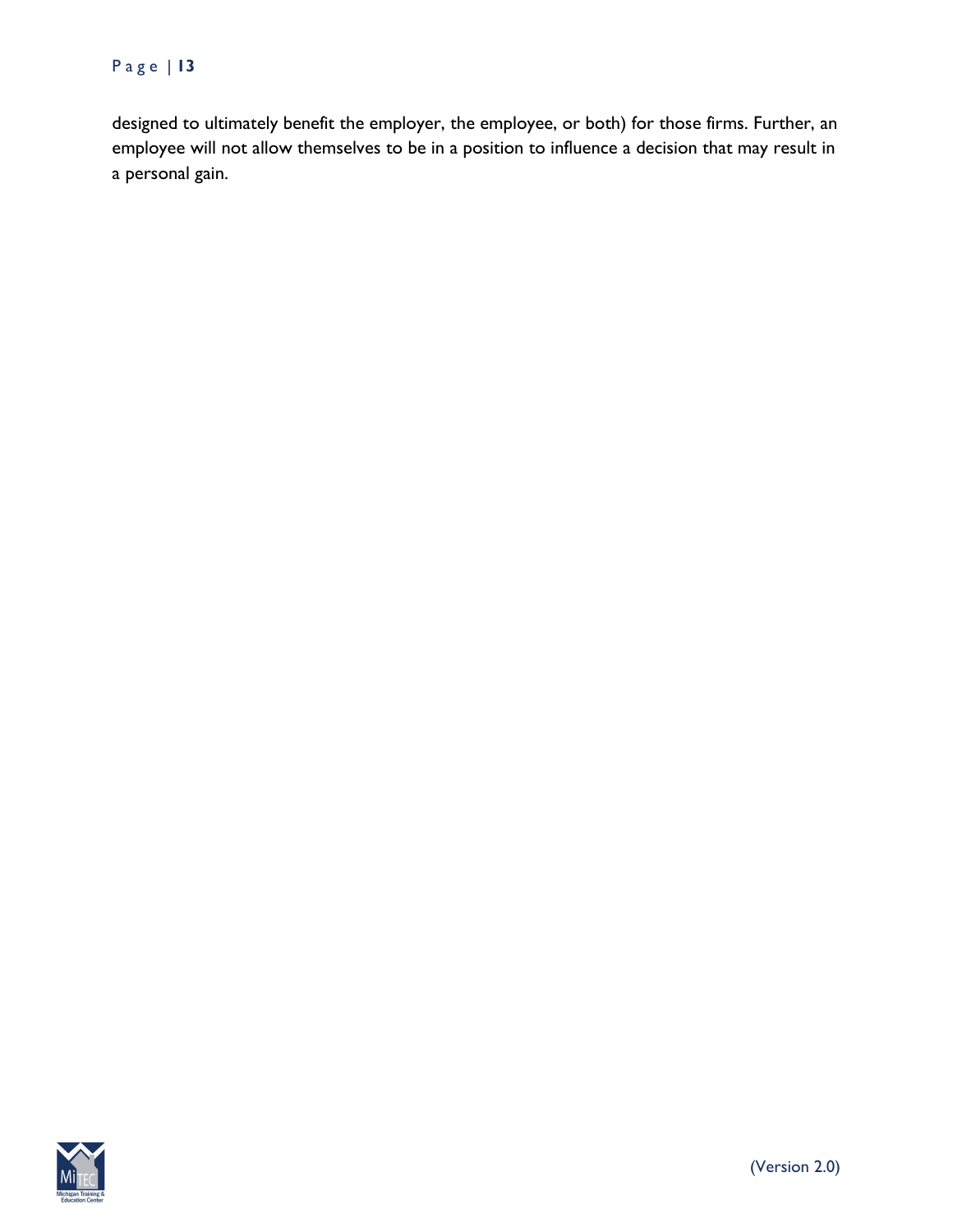designed to ultimately benefit the employer, the employee, or both) for those firms. Further, an employee will not allow themselves to be in a position to influence a decision that may result in a personal gain.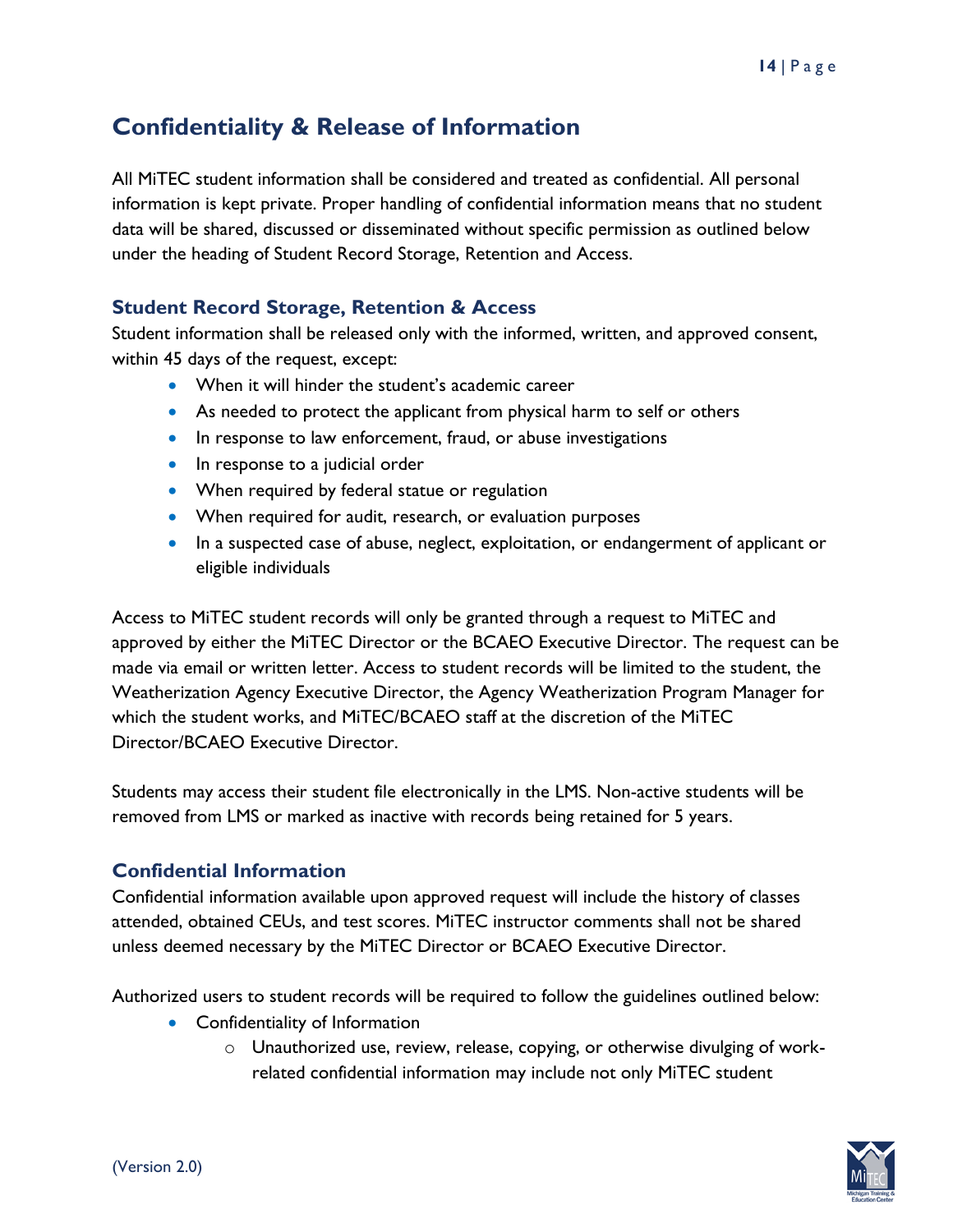## Confidentiality & Release of Information

All MiTEC student information shall be considered and treated as confidential. All personal information is kept private. Proper handling of confidential information means that no student data will be shared, discussed or disseminated without specific permission as outlined below under the heading of Student Record Storage, Retention and Access.

### Student Record Storage, Retention & Access

Student information shall be released only with the informed, written, and approved consent, within 45 days of the request, except:

- When it will hinder the student's academic career
- As needed to protect the applicant from physical harm to self or others
- In response to law enforcement, fraud, or abuse investigations
- In response to a judicial order
- When required by federal statue or regulation
- When required for audit, research, or evaluation purposes
- In a suspected case of abuse, neglect, exploitation, or endangerment of applicant or eligible individuals

Access to MiTEC student records will only be granted through a request to MiTEC and approved by either the MiTEC Director or the BCAEO Executive Director. The request can be made via email or written letter. Access to student records will be limited to the student, the Weatherization Agency Executive Director, the Agency Weatherization Program Manager for which the student works, and MiTEC/BCAEO staff at the discretion of the MiTEC Director/BCAEO Executive Director.

Students may access their student file electronically in the LMS. Non-active students will be removed from LMS or marked as inactive with records being retained for 5 years.

### Confidential Information

Confidential information available upon approved request will include the history of classes attended, obtained CEUs, and test scores. MiTEC instructor comments shall not be shared unless deemed necessary by the MiTEC Director or BCAEO Executive Director.

Authorized users to student records will be required to follow the guidelines outlined below:

- Confidentiality of Information
  - Unauthorized use, review, release, copying, or otherwise divulging of work-related confidential information may include not only MiTEC student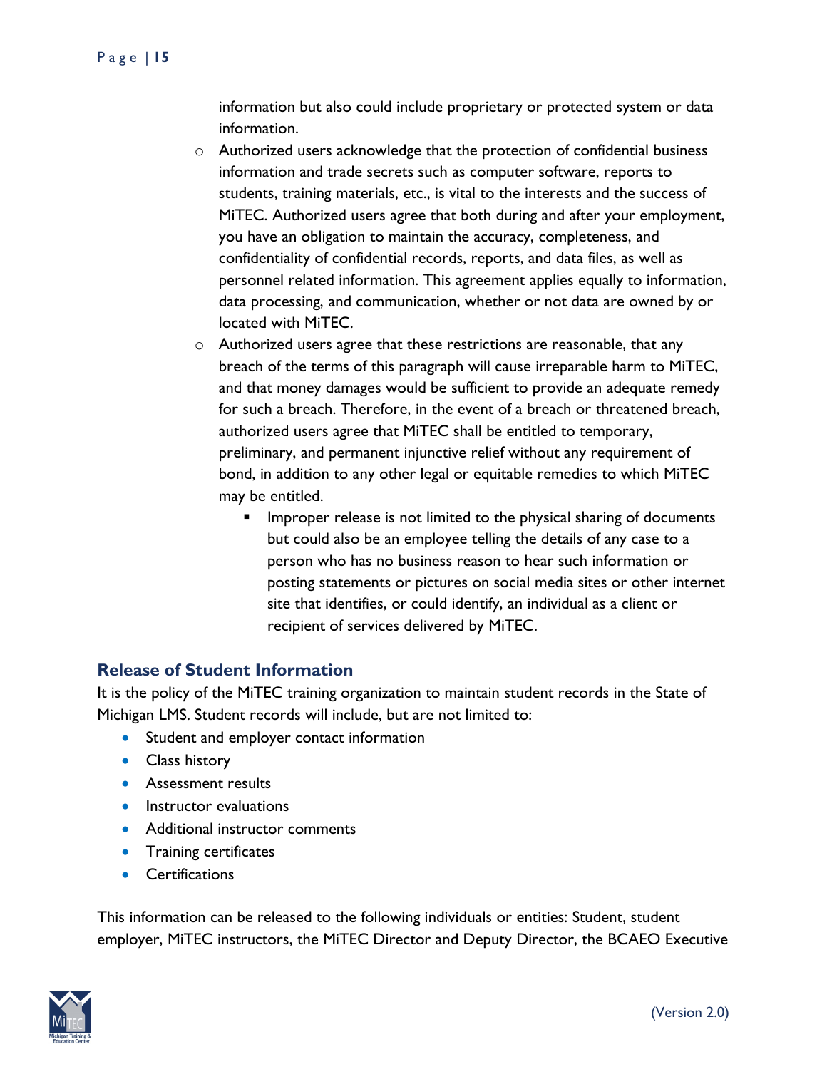information but also could include proprietary or protected system or data information.

  - Authorized users acknowledge that the protection of confidential business information and trade secrets such as computer software, reports to students, training materials, etc., is vital to the interests and the success of MiTEC. Authorized users agree that both during and after your employment, you have an obligation to maintain the accuracy, completeness, and confidentiality of confidential records, reports, and data files, as well as personnel related information. This agreement applies equally to information, data processing, and communication, whether or not data are owned by or located with MiTEC.
  - Authorized users agree that these restrictions are reasonable, that any breach of the terms of this paragraph will cause irreparable harm to MiTEC, and that money damages would be sufficient to provide an adequate remedy for such a breach. Therefore, in the event of a breach or threatened breach, authorized users agree that MiTEC shall be entitled to temporary, preliminary, and permanent injunctive relief without any requirement of bond, in addition to any other legal or equitable remedies to which MiTEC may be entitled.
    - Improper release is not limited to the physical sharing of documents but could also be an employee telling the details of any case to a person who has no business reason to hear such information or posting statements or pictures on social media sites or other internet site that identifies, or could identify, an individual as a client or recipient of services delivered by MiTEC.

### Release of Student Information

It is the policy of the MiTEC training organization to maintain student records in the State of Michigan LMS. Student records will include, but are not limited to:

- Student and employer contact information
- Class history
- Assessment results
- Instructor evaluations
- Additional instructor comments
- Training certificates
- Certifications

This information can be released to the following individuals or entities: Student, student employer, MiTEC instructors, the MiTEC Director and Deputy Director, the BCAEO Executive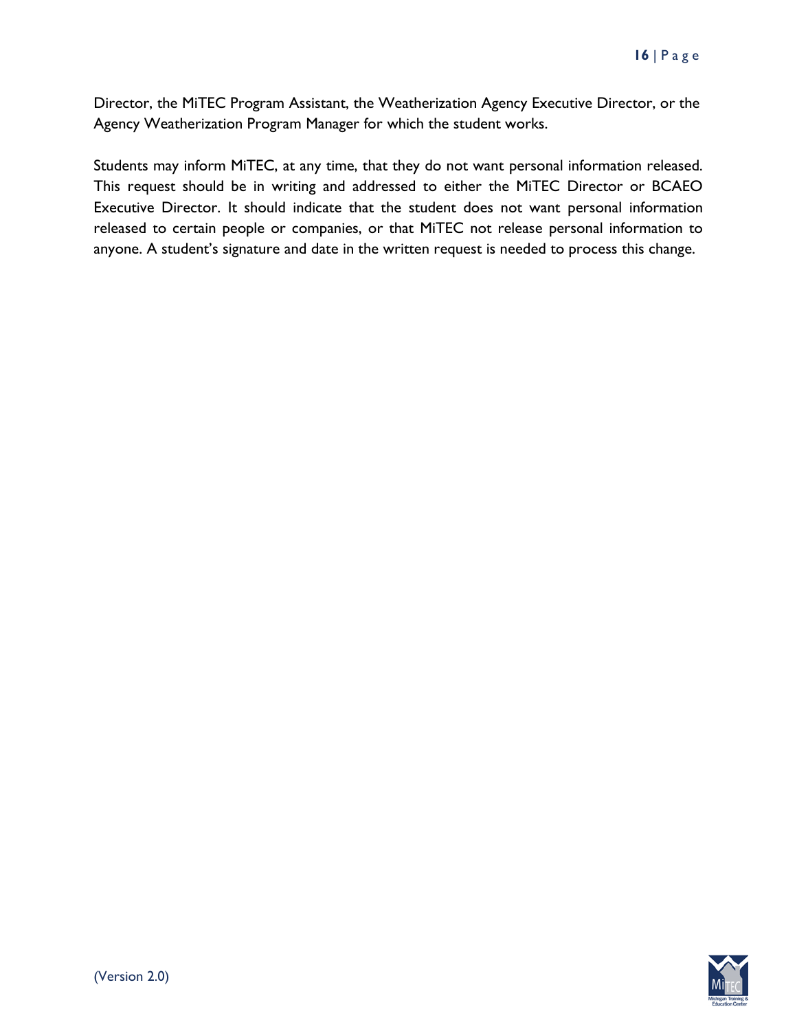Director, the MiTEC Program Assistant, the Weatherization Agency Executive Director, or the Agency Weatherization Program Manager for which the student works.

Students may inform MiTEC, at any time, that they do not want personal information released. This request should be in writing and addressed to either the MiTEC Director or BCAEO Executive Director. It should indicate that the student does not want personal information released to certain people or companies, or that MiTEC not release personal information to anyone. A student's signature and date in the written request is needed to process this change.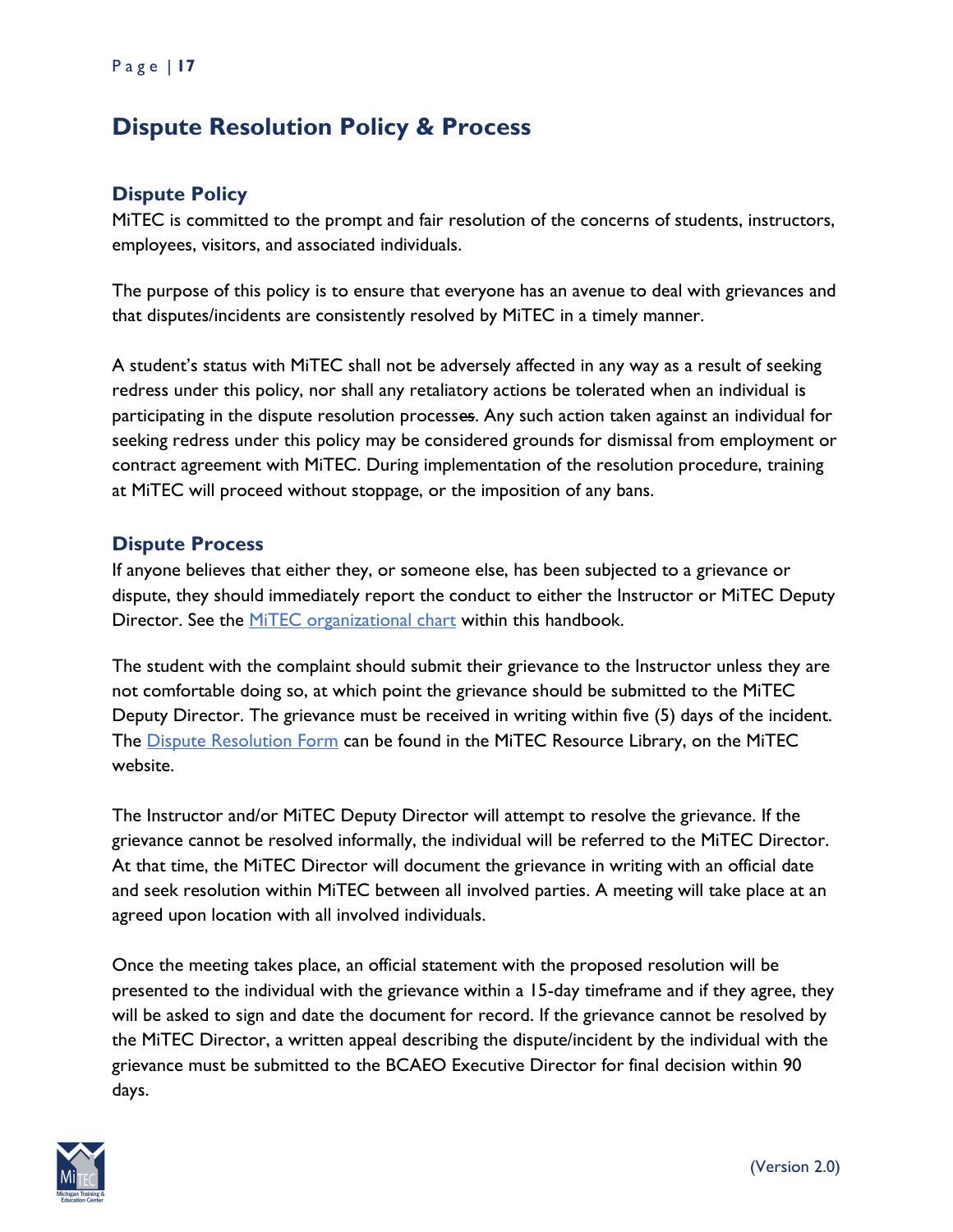# Dispute Resolution Policy & Process

## Dispute Policy

MiTEC is committed to the prompt and fair resolution of the concerns of students, instructors, employees, visitors, and associated individuals.

The purpose of this policy is to ensure that everyone has an avenue to deal with grievances and that disputes/incidents are consistently resolved by MiTEC in a timely manner.

A student's status with MiTEC shall not be adversely affected in any way as a result of seeking redress under this policy, nor shall any retaliatory actions be tolerated when an individual is participating in the dispute resolution processes. Any such action taken against an individual for seeking redress under this policy may be considered grounds for dismissal from employment or contract agreement with MiTEC. During implementation of the resolution procedure, training at MiTEC will proceed without stoppage, or the imposition of any bans.

## Dispute Process

If anyone believes that either they, or someone else, has been subjected to a grievance or dispute, they should immediately report the conduct to either the Instructor or MiTEC Deputy Director. See the MiTEC organizational chart within this handbook.

The student with the complaint should submit their grievance to the Instructor unless they are not comfortable doing so, at which point the grievance should be submitted to the MiTEC Deputy Director. The grievance must be received in writing within five (5) days of the incident. The Dispute Resolution Form can be found in the MiTEC Resource Library, on the MiTEC website.

The Instructor and/or MiTEC Deputy Director will attempt to resolve the grievance. If the grievance cannot be resolved informally, the individual will be referred to the MiTEC Director. At that time, the MiTEC Director will document the grievance in writing with an official date and seek resolution within MiTEC between all involved parties. A meeting will take place at an agreed upon location with all involved individuals.

Once the meeting takes place, an official statement with the proposed resolution will be presented to the individual with the grievance within a 15-day timeframe and if they agree, they will be asked to sign and date the document for record. If the grievance cannot be resolved by the MiTEC Director, a written appeal describing the dispute/incident by the individual with the grievance must be submitted to the BCAEO Executive Director for final decision within 90 days.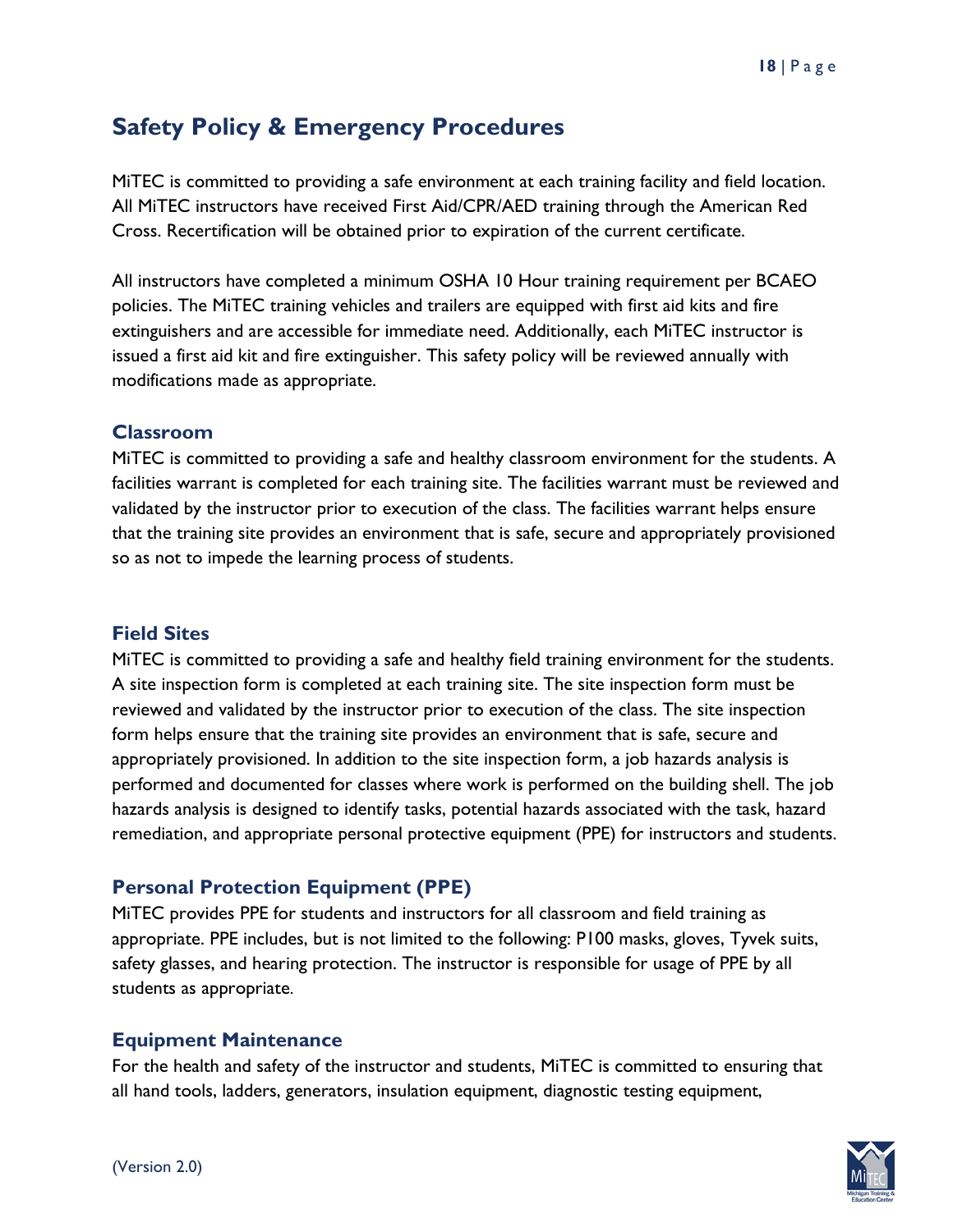## Safety Policy & Emergency Procedures

MiTEC is committed to providing a safe environment at each training facility and field location. All MiTEC instructors have received First Aid/CPR/AED training through the American Red Cross. Recertification will be obtained prior to expiration of the current certificate.

All instructors have completed a minimum OSHA 10 Hour training requirement per BCAEO policies. The MiTEC training vehicles and trailers are equipped with first aid kits and fire extinguishers and are accessible for immediate need. Additionally, each MiTEC instructor is issued a first aid kit and fire extinguisher. This safety policy will be reviewed annually with modifications made as appropriate.

### Classroom

MiTEC is committed to providing a safe and healthy classroom environment for the students. A facilities warrant is completed for each training site. The facilities warrant must be reviewed and validated by the instructor prior to execution of the class. The facilities warrant helps ensure that the training site provides an environment that is safe, secure and appropriately provisioned so as not to impede the learning process of students.

### Field Sites

MiTEC is committed to providing a safe and healthy field training environment for the students. A site inspection form is completed at each training site. The site inspection form must be reviewed and validated by the instructor prior to execution of the class. The site inspection form helps ensure that the training site provides an environment that is safe, secure and appropriately provisioned. In addition to the site inspection form, a job hazards analysis is performed and documented for classes where work is performed on the building shell. The job hazards analysis is designed to identify tasks, potential hazards associated with the task, hazard remediation, and appropriate personal protective equipment (PPE) for instructors and students.

### Personal Protection Equipment (PPE)

MiTEC provides PPE for students and instructors for all classroom and field training as appropriate. PPE includes, but is not limited to the following: P100 masks, gloves, Tyvek suits, safety glasses, and hearing protection. The instructor is responsible for usage of PPE by all students as appropriate.

### Equipment Maintenance

For the health and safety of the instructor and students, MiTEC is committed to ensuring that all hand tools, ladders, generators, insulation equipment, diagnostic testing equipment,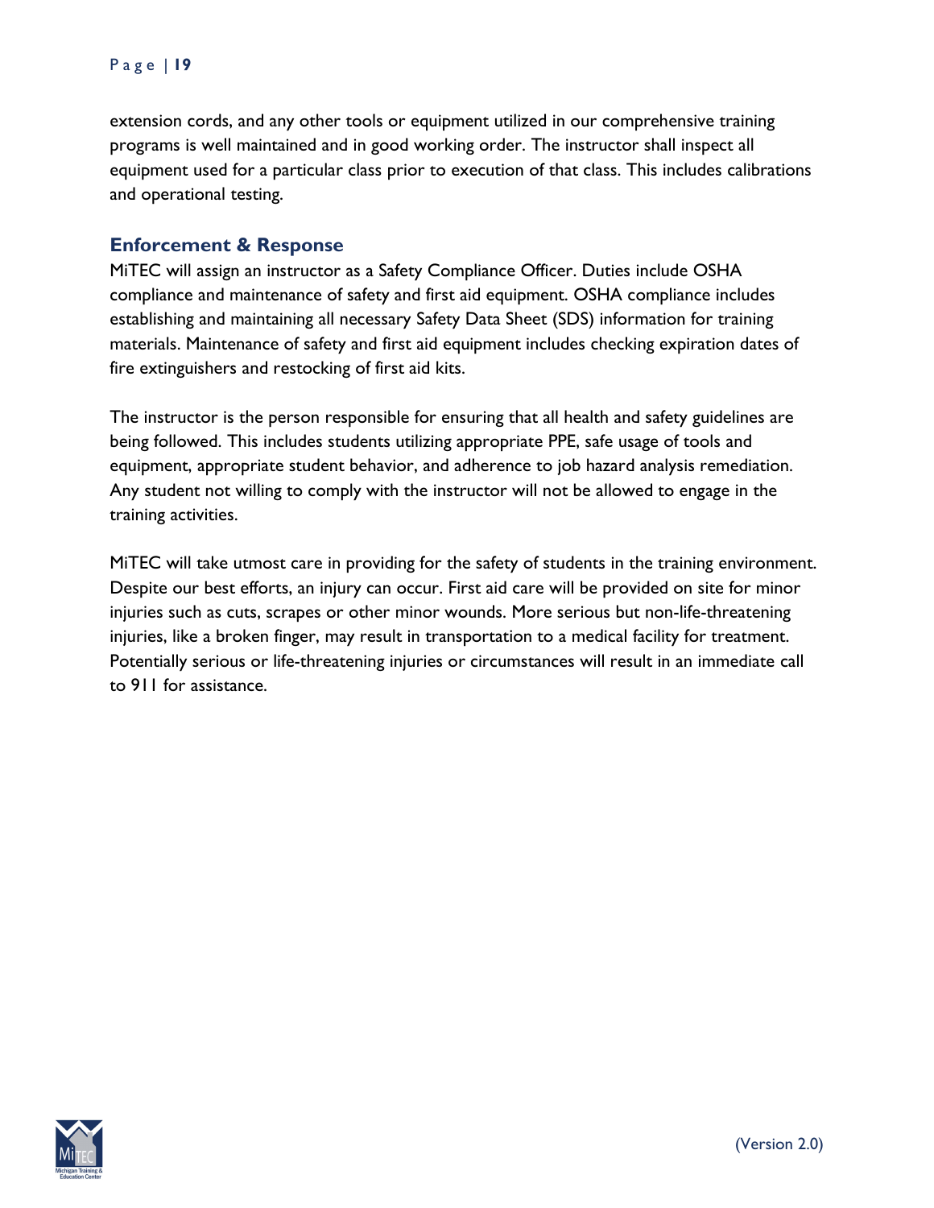extension cords, and any other tools or equipment utilized in our comprehensive training programs is well maintained and in good working order. The instructor shall inspect all equipment used for a particular class prior to execution of that class. This includes calibrations and operational testing.

### Enforcement & Response

MiTEC will assign an instructor as a Safety Compliance Officer. Duties include OSHA compliance and maintenance of safety and first aid equipment. OSHA compliance includes establishing and maintaining all necessary Safety Data Sheet (SDS) information for training materials. Maintenance of safety and first aid equipment includes checking expiration dates of fire extinguishers and restocking of first aid kits.

The instructor is the person responsible for ensuring that all health and safety guidelines are being followed. This includes students utilizing appropriate PPE, safe usage of tools and equipment, appropriate student behavior, and adherence to job hazard analysis remediation. Any student not willing to comply with the instructor will not be allowed to engage in the training activities.

MiTEC will take utmost care in providing for the safety of students in the training environment. Despite our best efforts, an injury can occur. First aid care will be provided on site for minor injuries such as cuts, scrapes or other minor wounds. More serious but non-life-threatening injuries, like a broken finger, may result in transportation to a medical facility for treatment. Potentially serious or life-threatening injuries or circumstances will result in an immediate call to 911 for assistance.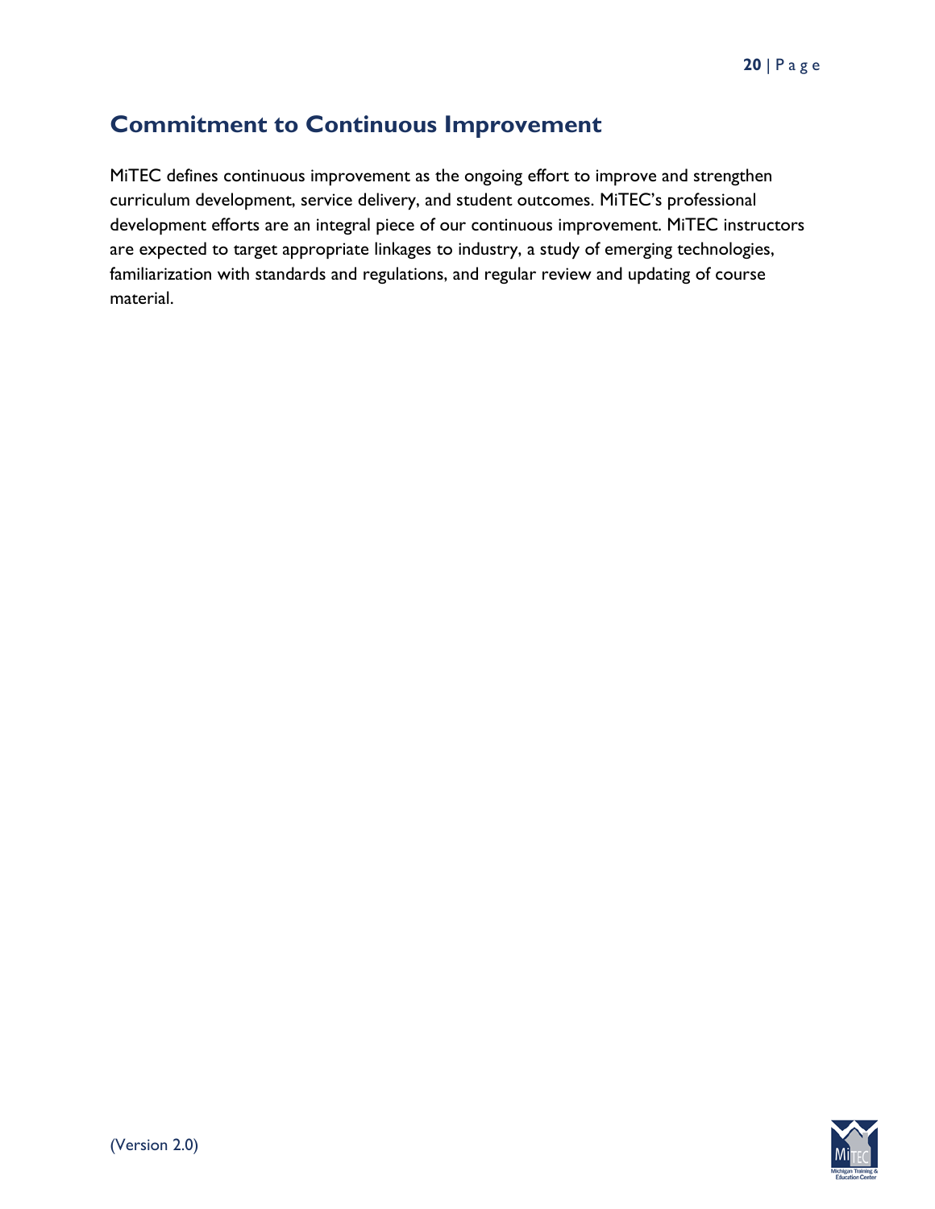## Commitment to Continuous Improvement

MiTEC defines continuous improvement as the ongoing effort to improve and strengthen curriculum development, service delivery, and student outcomes. MiTEC's professional development efforts are an integral piece of our continuous improvement. MiTEC instructors are expected to target appropriate linkages to industry, a study of emerging technologies, familiarization with standards and regulations, and regular review and updating of course material.